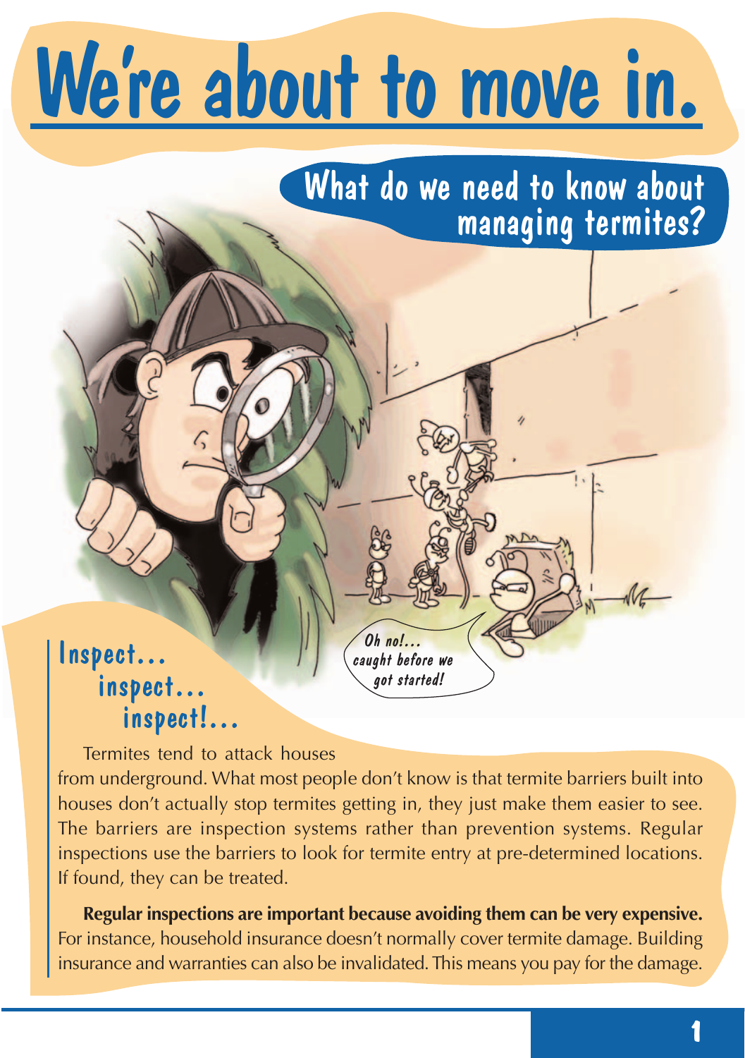# We're about to move in.

## What do we need to know about managing termites?

Oh no!... caught before we got started!

### Inspect... inspect... inspect!...

Termites tend to attack houses from underground. What most people don't know is that termite barriers built into houses don't actually stop termites getting in, they just make them easier to see. The barriers are inspection systems rather than prevention systems. Regular inspections use the barriers to look for termite entry at pre-determined locations. If found, they can be treated.

**Regular inspections are important because avoiding them can be very expensive.** For instance, household insurance doesn't normally cover termite damage. Building insurance and warranties can also be invalidated. This means you pay for the damage.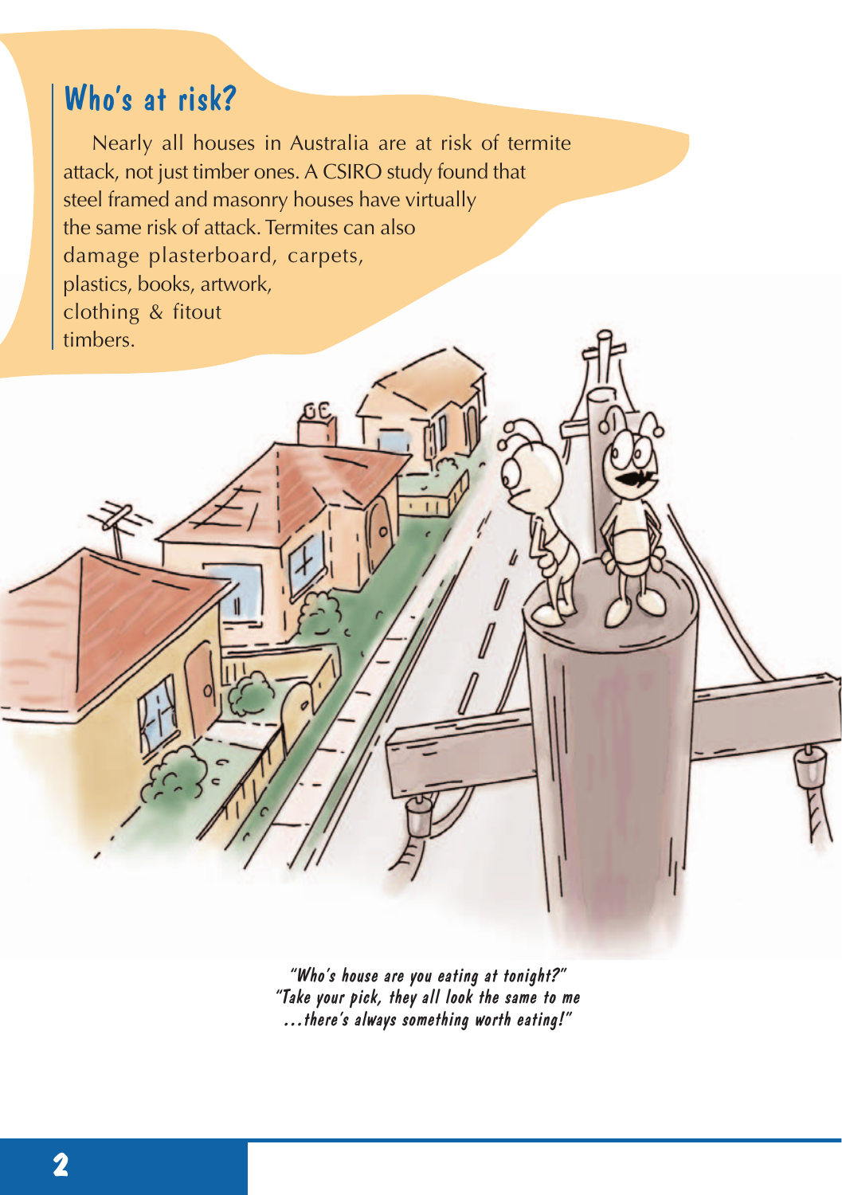## Who's at risk?

Nearly all houses in Australia are at risk of termite attack, not just timber ones. A CSIRO study found that steel framed and masonry houses have virtually the same risk of attack. Termites can also damage plasterboard, carpets, plastics, books, artwork, clothing & fitout timbers.

*"Who's house are you eating at tonight?"*
*"Take your pick, they all look the same to me ...there's always something worth eating!"*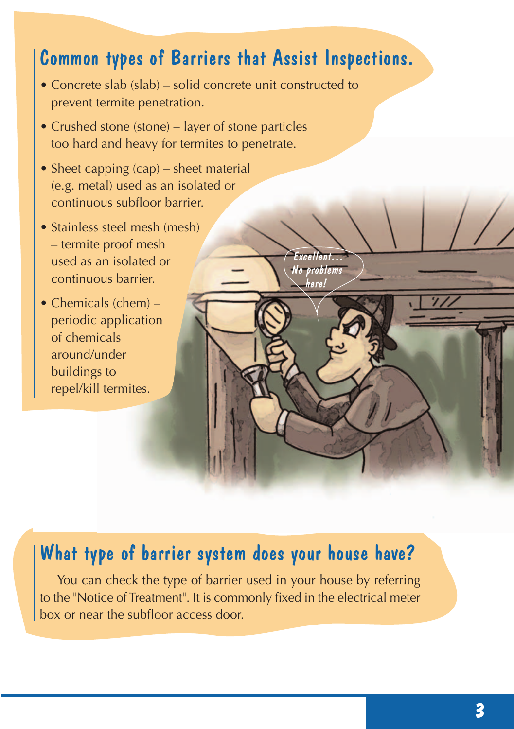## Common types of Barriers that Assist Inspections.

- Concrete slab (slab) – solid concrete unit constructed to prevent termite penetration.
- Crushed stone (stone) – layer of stone particles too hard and heavy for termites to penetrate.
- Sheet capping (cap) – sheet material (e.g. metal) used as an isolated or continuous subfloor barrier.
- Stainless steel mesh (mesh) – termite proof mesh used as an isolated or continuous barrier.
- Chemicals (chem) – periodic application of chemicals around/under buildings to repel/kill termites.

## What type of barrier system does your house have?

You can check the type of barrier used in your house by referring to the "Notice of Treatment". It is commonly fixed in the electrical meter box or near the subfloor access door.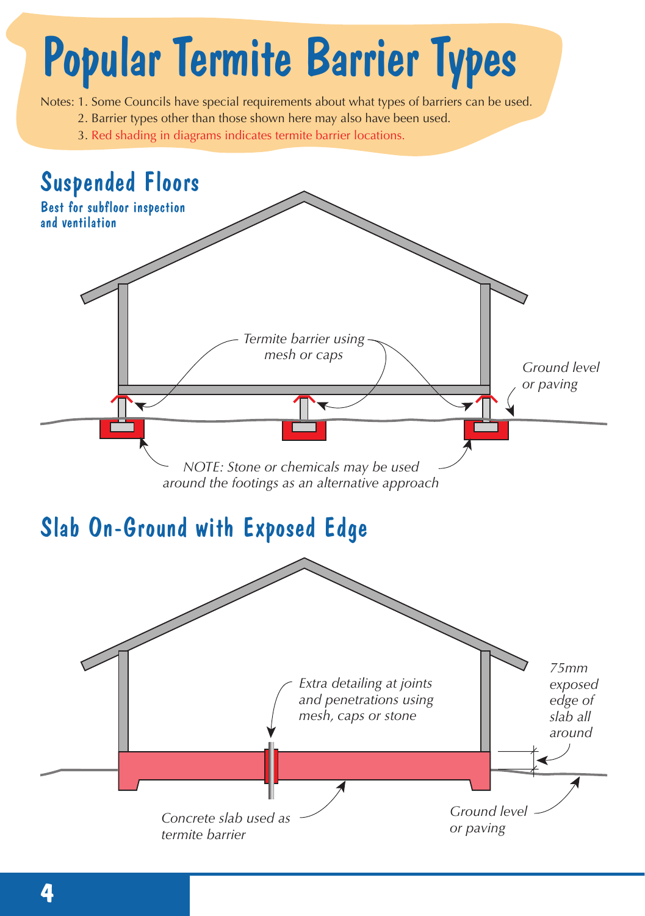# Popular Termite Barrier Types

Notes: 1. Some Councils have special requirements about what types of barriers can be used.
2. Barrier types other than those shown here may also have been used.
3. Red shading in diagrams indicates termite barrier locations.

## Suspended Floors

**Best for subfloor inspection and ventilation**

*Termite barrier using mesh or caps*

*Ground level or paving*

*NOTE: Stone or chemicals may be used around the footings as an alternative approach*

## Slab On-Ground with Exposed Edge

*Extra detailing at joints and penetrations using mesh, caps or stone*

*75mm exposed edge of slab all around*

*Concrete slab used as termite barrier*

*Ground level or paving*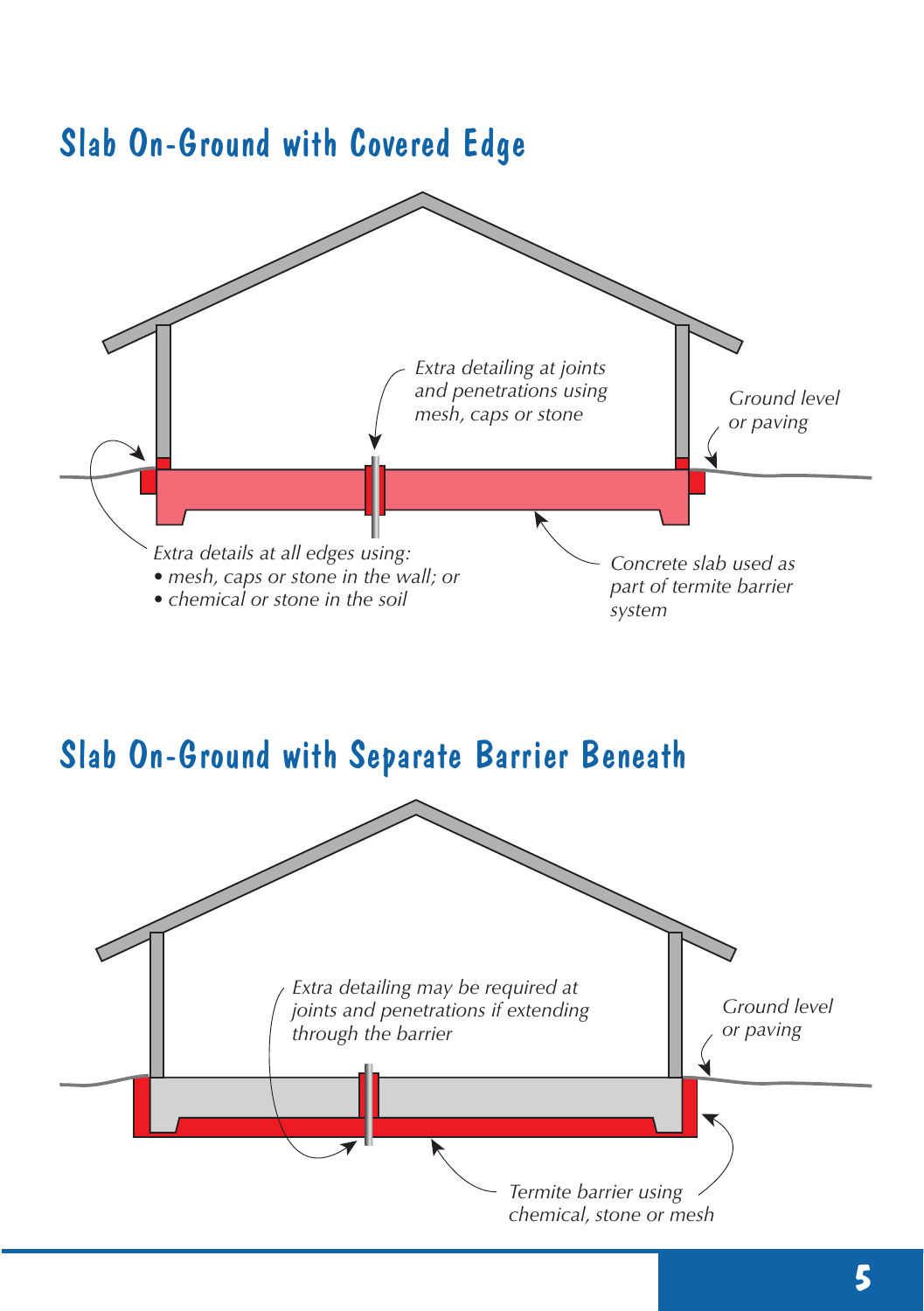## Slab On-Ground with Covered Edge

*Extra detailing at joints and penetrations using mesh, caps or stone*

*Ground level or paving*

*Extra details at all edges using:*
- *mesh, caps or stone in the wall; or*
- *chemical or stone in the soil*

*Concrete slab used as part of termite barrier system*

## Slab On-Ground with Separate Barrier Beneath

*Extra detailing may be required at joints and penetrations if extending through the barrier*

*Ground level or paving*

*Termite barrier using chemical, stone or mesh*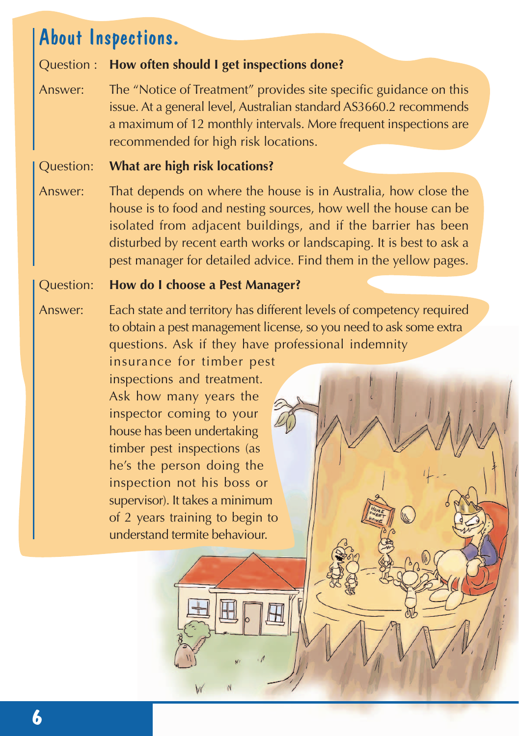## About Inspections.

Question : **How often should I get inspections done?**

Answer: The "Notice of Treatment" provides site specific guidance on this issue. At a general level, Australian standard AS3660.2 recommends a maximum of 12 monthly intervals. More frequent inspections are recommended for high risk locations.

Question: **What are high risk locations?**

Answer: That depends on where the house is in Australia, how close the house is to food and nesting sources, how well the house can be isolated from adjacent buildings, and if the barrier has been disturbed by recent earth works or landscaping. It is best to ask a pest manager for detailed advice. Find them in the yellow pages.

Question: **How do I choose a Pest Manager?**

Answer: Each state and territory has different levels of competency required to obtain a pest management license, so you need to ask some extra questions. Ask if they have professional indemnity insurance for timber pest inspections and treatment. Ask how many years the inspector coming to your house has been undertaking timber pest inspections (as he's the person doing the inspection not his boss or supervisor). It takes a minimum of 2 years training to begin to understand termite behaviour.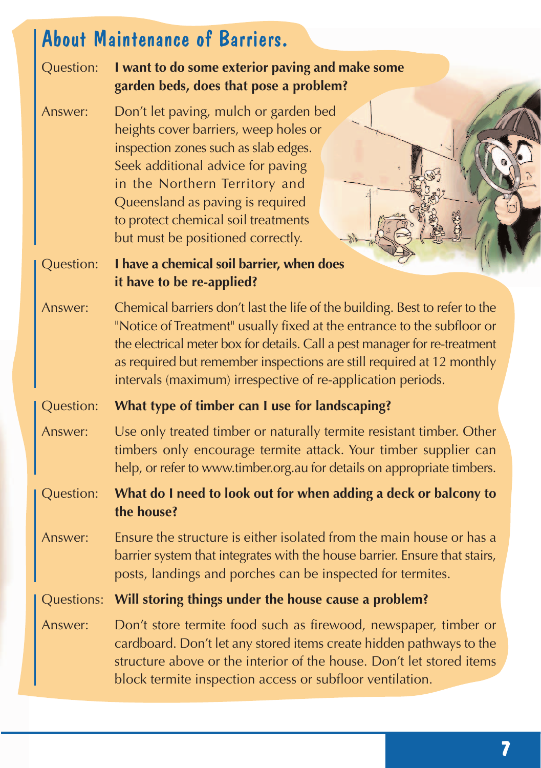## About Maintenance of Barriers.

Question: **I want to do some exterior paving and make some garden beds, does that pose a problem?**

Answer: Don't let paving, mulch or garden bed heights cover barriers, weep holes or inspection zones such as slab edges. Seek additional advice for paving in the Northern Territory and Queensland as paving is required to protect chemical soil treatments but must be positioned correctly.

Question: **I have a chemical soil barrier, when does it have to be re-applied?**

Answer: Chemical barriers don't last the life of the building. Best to refer to the "Notice of Treatment" usually fixed at the entrance to the subfloor or the electrical meter box for details. Call a pest manager for re-treatment as required but remember inspections are still required at 12 monthly intervals (maximum) irrespective of re-application periods.

Question: **What type of timber can I use for landscaping?**

Answer: Use only treated timber or naturally termite resistant timber. Other timbers only encourage termite attack. Your timber supplier can help, or refer to www.timber.org.au for details on appropriate timbers.

Question: **What do I need to look out for when adding a deck or balcony to the house?**

Answer: Ensure the structure is either isolated from the main house or has a barrier system that integrates with the house barrier. Ensure that stairs, posts, landings and porches can be inspected for termites.

Questions: **Will storing things under the house cause a problem?**

Answer: Don't store termite food such as firewood, newspaper, timber or cardboard. Don't let any stored items create hidden pathways to the structure above or the interior of the house. Don't let stored items block termite inspection access or subfloor ventilation.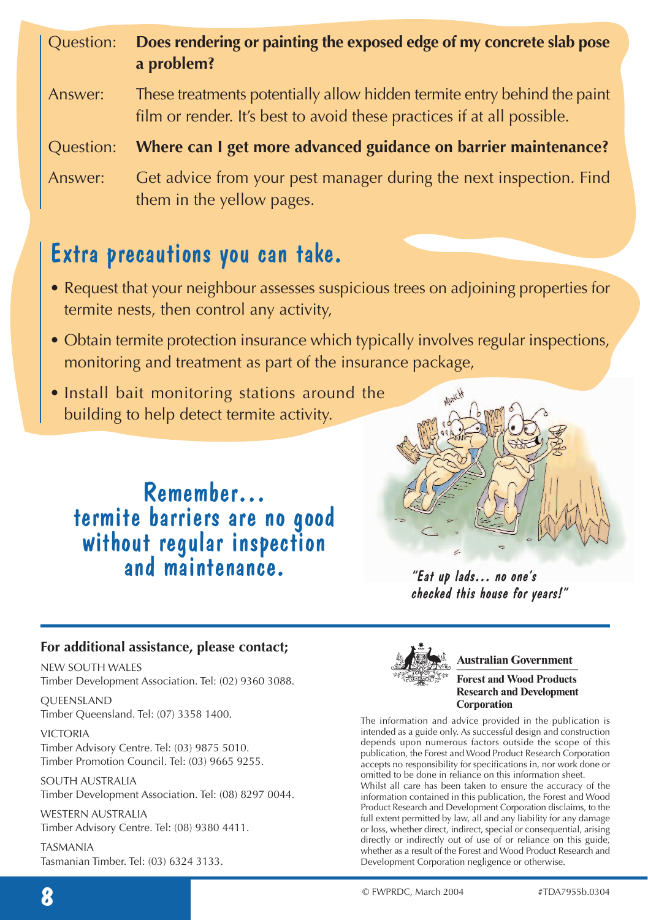Question: **Does rendering or painting the exposed edge of my concrete slab pose a problem?**

Answer: These treatments potentially allow hidden termite entry behind the paint film or render. It's best to avoid these practices if at all possible.

Question: **Where can I get more advanced guidance on barrier maintenance?**

Answer: Get advice from your pest manager during the next inspection. Find them in the yellow pages.

## Extra precautions you can take.

- Request that your neighbour assesses suspicious trees on adjoining properties for termite nests, then control any activity,
- Obtain termite protection insurance which typically involves regular inspections, monitoring and treatment as part of the insurance package,
- Install bait monitoring stations around the building to help detect termite activity.

**Remember... termite barriers are no good without regular inspection and maintenance.**

*"Eat up lads... no one's checked this house for years!"*

**For additional assistance, please contact;**

NEW SOUTH WALES
Timber Development Association. Tel: (02) 9360 3088.

QUEENSLAND
Timber Queensland. Tel: (07) 3358 1400.

VICTORIA
Timber Advisory Centre. Tel: (03) 9875 5010.
Timber Promotion Council. Tel: (03) 9665 9255.

SOUTH AUSTRALIA
Timber Development Association. Tel: (08) 8297 0044.

WESTERN AUSTRALIA
Timber Advisory Centre. Tel: (08) 9380 4411.

TASMANIA
Tasmanian Timber. Tel: (03) 6324 3133.

**Australian Government**

**Forest and Wood Products Research and Development Corporation**

The information and advice provided in the publication is intended as a guide only. As successful design and construction depends upon numerous factors outside the scope of this publication, the Forest and Wood Product Research Corporation accepts no responsibility for specifications in, nor work done or omitted to be done in reliance on this information sheet.
Whilst all care has been taken to ensure the accuracy of the information contained in this publication, the Forest and Wood Product Research and Development Corporation disclaims, to the full extent permitted by law, all and any liability for any damage or loss, whether direct, indirect, special or consequential, arising directly or indirectly out of use of or reliance on this guide, whether as a result of the Forest and Wood Product Research and Development Corporation negligence or otherwise.

© FWPRDC, March 2004 #TDA7955b.0304